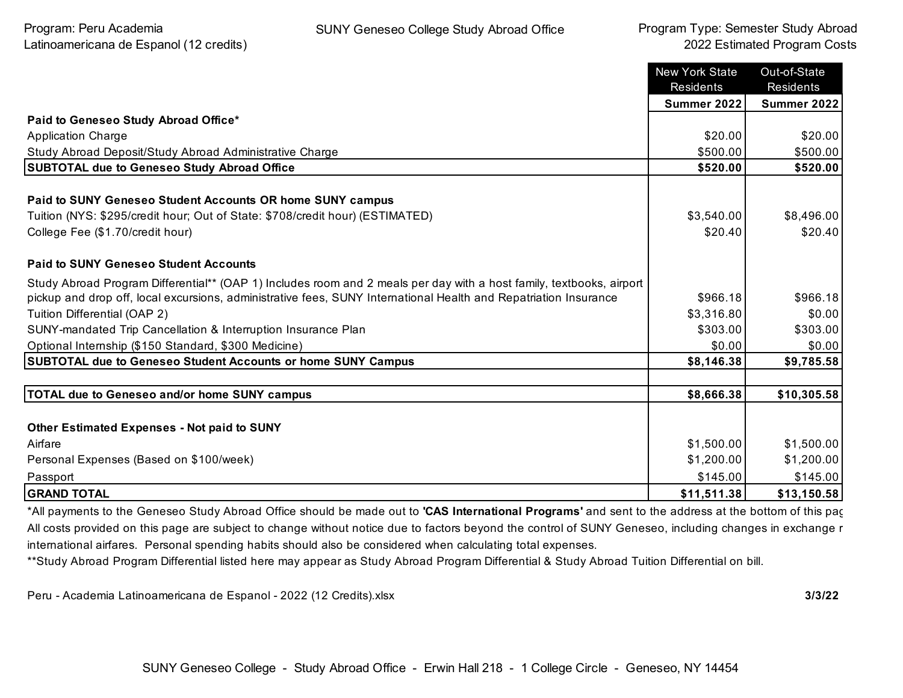Program: Peru Academia Latinoamericana de Espanol (12 credits)

SUNY Geneseo College Study Abroad Office

Program Type: Semester Study Abroad
2022 Estimated Program Costs

| | New York State Residents | Out-of-State Residents |
|---|---|---|
| | **Summer 2022** | **Summer 2022** |
| **Paid to Geneseo Study Abroad Office*** | | |
| Application Charge | $20.00 | $20.00 |
| Study Abroad Deposit/Study Abroad Administrative Charge | $500.00 | $500.00 |
| **SUBTOTAL due to Geneseo Study Abroad Office** | **$520.00** | **$520.00** |
| | | |
| **Paid to SUNY Geneseo Student Accounts OR home SUNY campus** | | |
| Tuition (NYS: $295/credit hour; Out of State: $708/credit hour) (ESTIMATED) | $3,540.00 | $8,496.00 |
| College Fee ($1.70/credit hour) | $20.40 | $20.40 |
| | | |
| **Paid to SUNY Geneseo Student Accounts** | | |
| Study Abroad Program Differential** (OAP 1) Includes room and 2 meals per day with a host family, textbooks, airport pickup and drop off, local excursions, administrative fees, SUNY International Health and Repatriation Insurance | $966.18 | $966.18 |
| Tuition Differential (OAP 2) | $3,316.80 | $0.00 |
| SUNY-mandated Trip Cancellation & Interruption Insurance Plan | $303.00 | $303.00 |
| Optional Internship ($150 Standard, $300 Medicine) | $0.00 | $0.00 |
| **SUBTOTAL due to Geneseo Student Accounts or home SUNY Campus** | **$8,146.38** | **$9,785.58** |
| | | |
| **TOTAL due to Geneseo and/or home SUNY campus** | **$8,666.38** | **$10,305.58** |
| | | |
| **Other Estimated Expenses - Not paid to SUNY** | | |
| Airfare | $1,500.00 | $1,500.00 |
| Personal Expenses (Based on $100/week) | $1,200.00 | $1,200.00 |
| Passport | $145.00 | $145.00 |
| **GRAND TOTAL** | **$11,511.38** | **$13,150.58** |

*All payments to the Geneseo Study Abroad Office should be made out to **'CAS International Programs'** and sent to the address at the bottom of this pag
All costs provided on this page are subject to change without notice due to factors beyond the control of SUNY Geneseo, including changes in exchange r international airfares. Personal spending habits should also be considered when calculating total expenses.
**Study Abroad Program Differential listed here may appear as Study Abroad Program Differential & Study Abroad Tuition Differential on bill.

Peru - Academia Latinoamericana de Espanol - 2022 (12 Credits).xlsx **3/3/22**

SUNY Geneseo College - Study Abroad Office - Erwin Hall 218 - 1 College Circle - Geneseo, NY 14454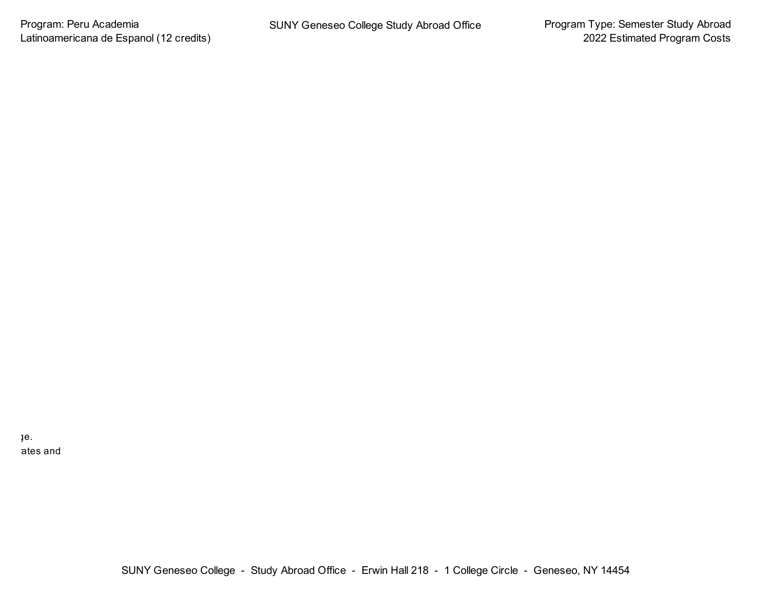ge.
ates and